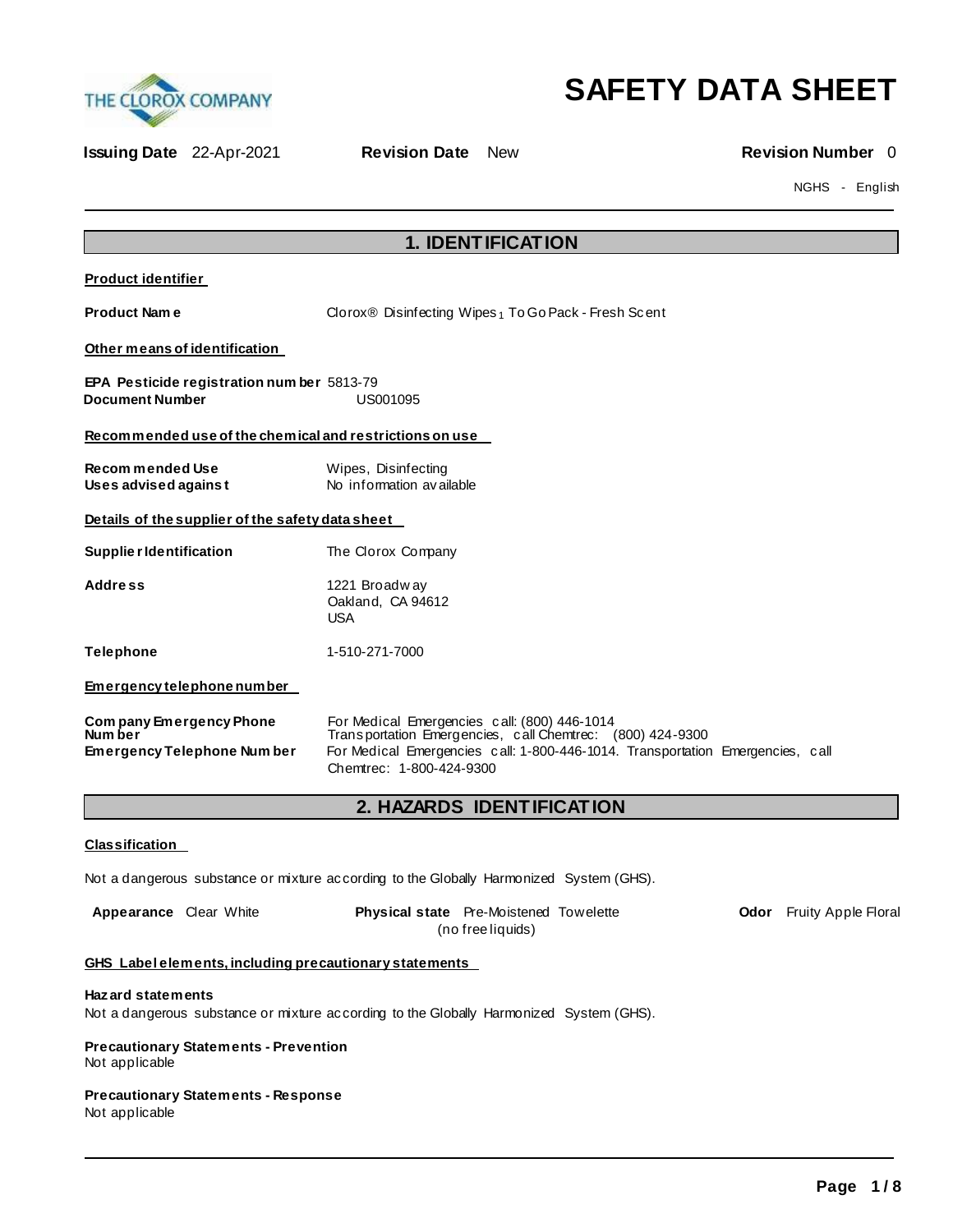THE CLOROX COMPANY

# SAFETY DATA SHEET

**Issuing Date** 22-Apr-2021 **Revision Date** New **Revision Number** 0

NGHS - English

## 1. IDENTIFICATION

**Product identifier**

**Product Name** Clorox® Disinfecting Wipes $_1$ To Go Pack - Fresh Scent

**Other means of identification**

**EPA Pesticide registration number** 5813-79
**Document Number** US001095

**Recommended use of the chemical and restrictions on use**

**Recommended Use** Wipes, Disinfecting
**Uses advised against** No information available

**Details of the supplier of the safety data sheet**

**Supplier Identification** The Clorox Company

**Address** 1221 Broadway
Oakland, CA 94612
USA

**Telephone** 1-510-271-7000

**Emergency telephone number**

**Company Emergency Phone Number** For Medical Emergencies call: (800) 446-1014
Transportation Emergencies, call Chemtrec: (800) 424-9300
**Emergency Telephone Number** For Medical Emergencies call: 1-800-446-1014. Transportation Emergencies, call Chemtrec: 1-800-424-9300

## 2. HAZARDS IDENTIFICATION

**Classification**

Not a dangerous substance or mixture according to the Globally Harmonized System (GHS).

**Appearance** Clear White **Physical state** Pre-Moistened Towelette (no free liquids) **Odor** Fruity Apple Floral

**GHS Label elements, including precautionary statements**

**Hazard statements**
Not a dangerous substance or mixture according to the Globally Harmonized System (GHS).

**Precautionary Statements - Prevention**
Not applicable

**Precautionary Statements - Response**
Not applicable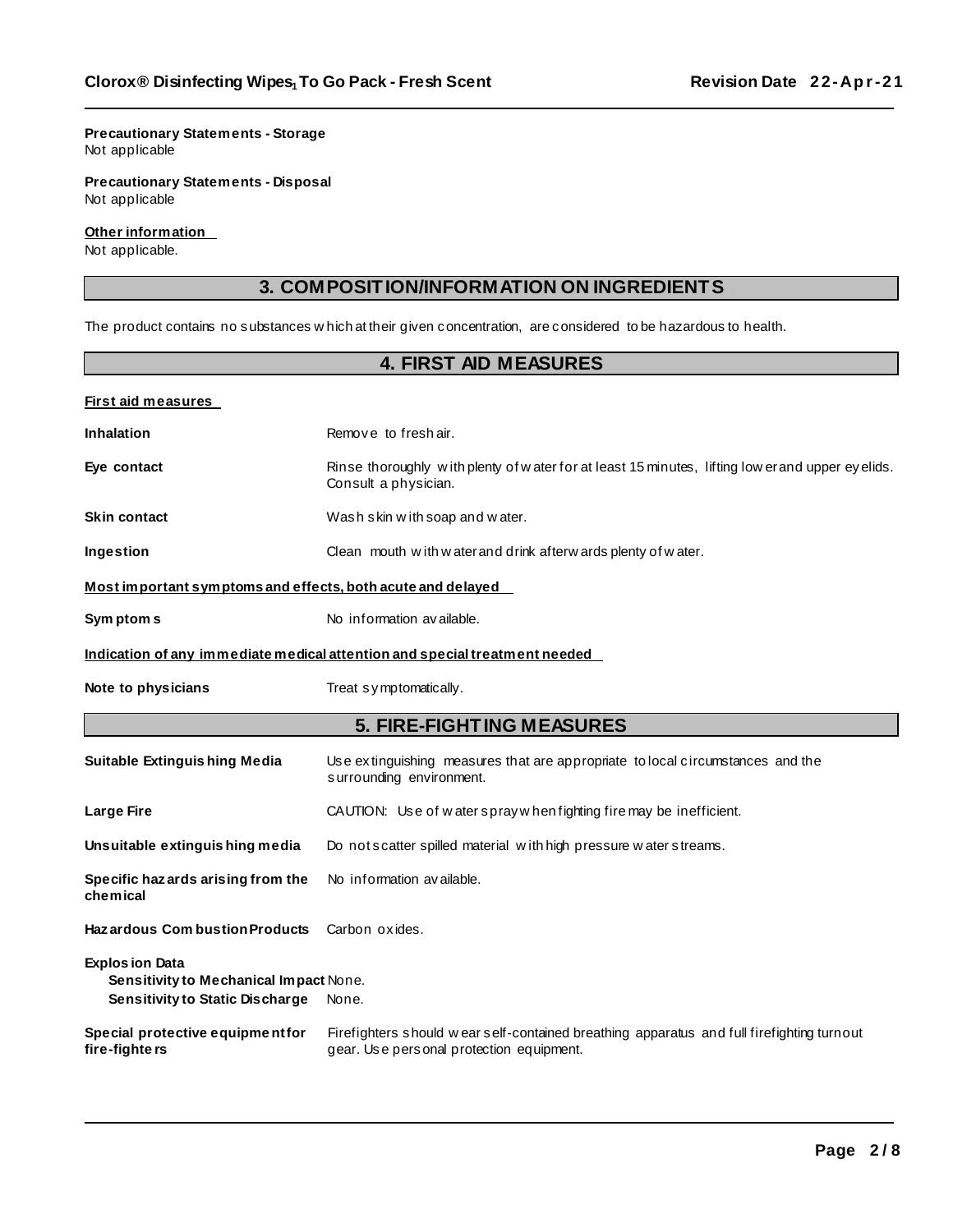**Precautionary Statements - Storage**
Not applicable

**Precautionary Statements - Disposal**
Not applicable

**Other information**
Not applicable.

## 3. COMPOSITION/INFORMATION ON INGREDIENTS

The product contains no substances which at their given concentration, are considered to be hazardous to health.

## 4. FIRST AID MEASURES

**First aid measures**

| | |
|---|---|
| **Inhalation** | Remove to fresh air. |
| **Eye contact** | Rinse thoroughly with plenty of water for at least 15 minutes, lifting lower and upper eyelids. Consult a physician. |
| **Skin contact** | Wash skin with soap and water. |
| **Ingestion** | Clean mouth with water and drink afterwards plenty of water. |

**Most important symptoms and effects, both acute and delayed**

| | |
|---|---|
| **Symptoms** | No information available. |

**Indication of any immediate medical attention and special treatment needed**

| | |
|---|---|
| **Note to physicians** | Treat symptomatically. |

## 5. FIRE-FIGHTING MEASURES

| | |
|---|---|
| **Suitable Extinguishing Media** | Use extinguishing measures that are appropriate to local circumstances and the surrounding environment. |
| **Large Fire** | CAUTION: Use of water spray when fighting fire may be inefficient. |
| **Unsuitable extinguishing media** | Do not scatter spilled material with high pressure water streams. |
| **Specific hazards arising from the chemical** | No information available. |
| **Hazardous Combustion Products** | Carbon oxides. |

**Explosion Data**

| | |
|---|---|
| **Sensitivity to Mechanical Impact** | None. |
| **Sensitivity to Static Discharge** | None. |

| | |
|---|---|
| **Special protective equipment for fire-fighters** | Firefighters should wear self-contained breathing apparatus and full firefighting turnout gear. Use personal protection equipment. |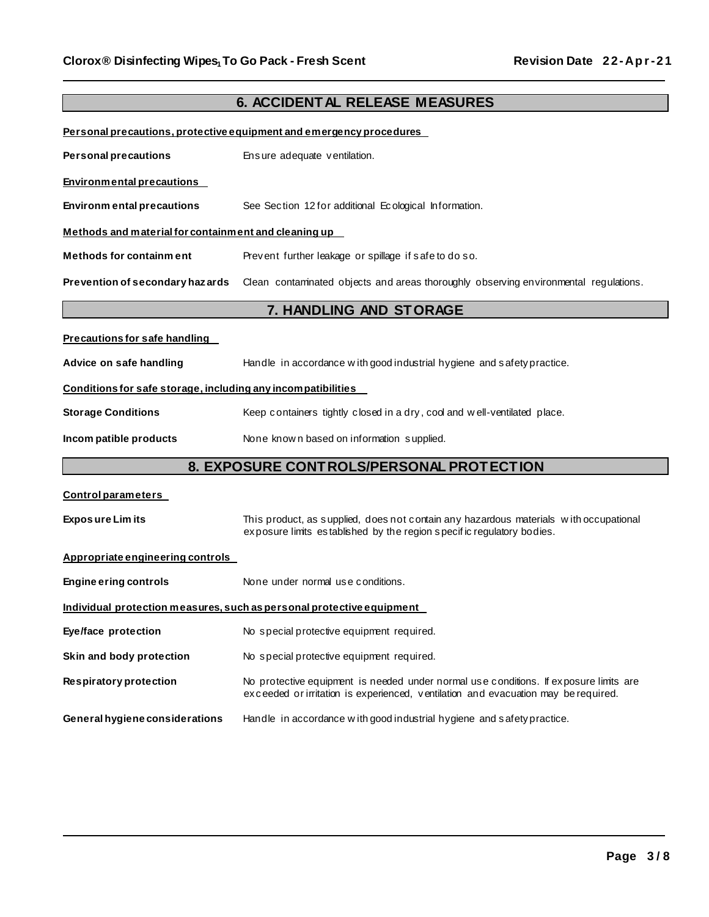## 6. ACCIDENTAL RELEASE MEASURES

**Personal precautions, protective equipment and emergency procedures**

| | |
|---|---|
| **Personal precautions** | Ensure adequate ventilation. |

**Environmental precautions**

| | |
|---|---|
| **Environmental precautions** | See Section 12 for additional Ecological Information. |

**Methods and material for containment and cleaning up**

| | |
|---|---|
| **Methods for containment** | Prevent further leakage or spillage if safe to do so. |
| **Prevention of secondary hazards** | Clean contaminated objects and areas thoroughly observing environmental regulations. |

## 7. HANDLING AND STORAGE

**Precautions for safe handling**

| | |
|---|---|
| **Advice on safe handling** | Handle in accordance with good industrial hygiene and safety practice. |

**Conditions for safe storage, including any incompatibilities**

| | |
|---|---|
| **Storage Conditions** | Keep containers tightly closed in a dry, cool and well-ventilated place. |
| **Incompatible products** | None known based on information supplied. |

## 8. EXPOSURE CONTROLS/PERSONAL PROTECTION

**Control parameters**

| | |
|---|---|
| **Exposure Limits** | This product, as supplied, does not contain any hazardous materials with occupational exposure limits established by the region specific regulatory bodies. |

**Appropriate engineering controls**

| | |
|---|---|
| **Engineering controls** | None under normal use conditions. |

**Individual protection measures, such as personal protective equipment**

| | |
|---|---|
| **Eye/face protection** | No special protective equipment required. |
| **Skin and body protection** | No special protective equipment required. |
| **Respiratory protection** | No protective equipment is needed under normal use conditions. If exposure limits are exceeded or irritation is experienced, ventilation and evacuation may be required. |
| **General hygiene considerations** | Handle in accordance with good industrial hygiene and safety practice. |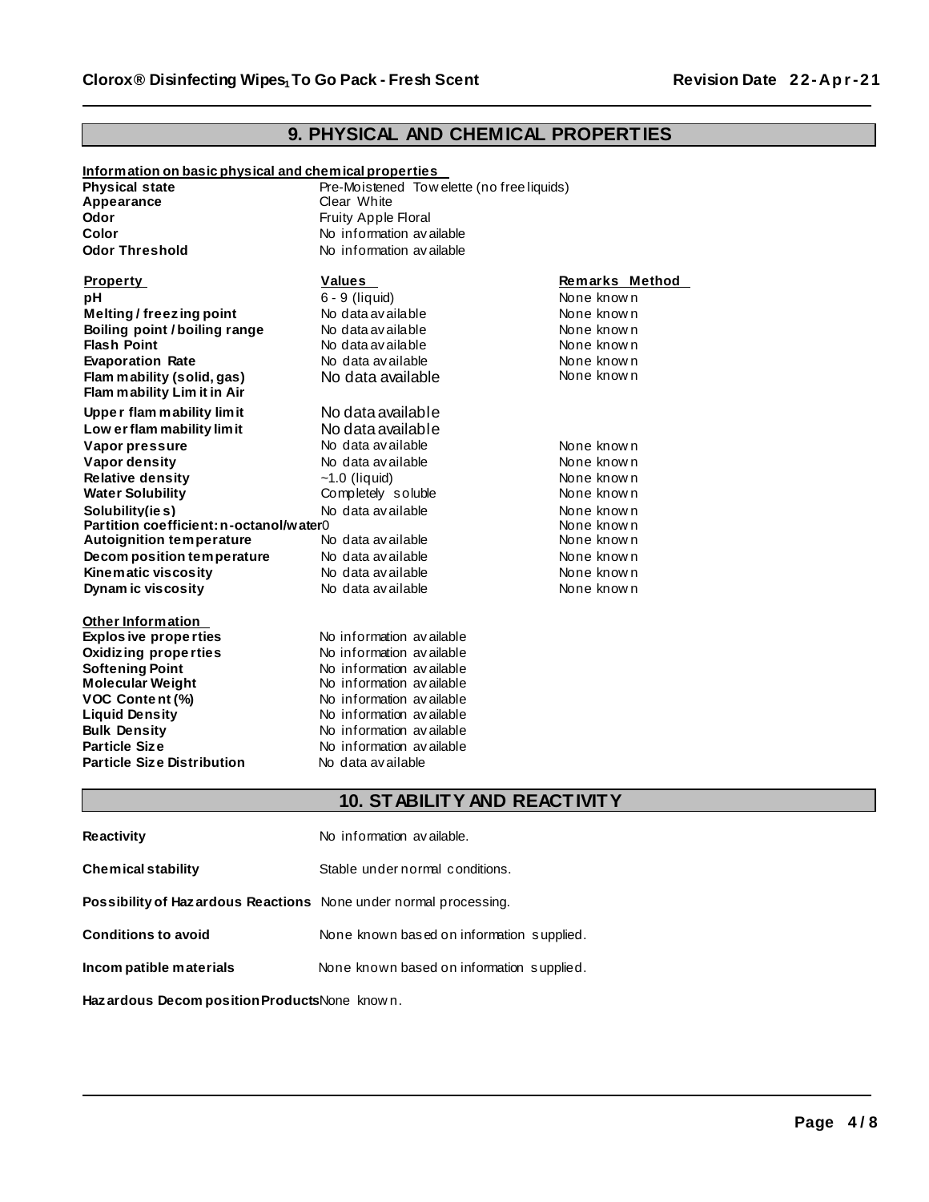## 9. PHYSICAL AND CHEMICAL PROPERTIES

**Information on basic physical and chemical properties**

| | |
|---|---|
| **Physical state** | Pre-Moistened Towelette (no free liquids) |
| **Appearance** | Clear White |
| **Odor** | Fruity Apple Floral |
| **Color** | No information available |
| **Odor Threshold** | No information available |

| Property | Values | Remarks Method |
|---|---|---|
| **pH** | 6 - 9 (liquid) | None known |
| **Melting / freezing point** | No data available | None known |
| **Boiling point / boiling range** | No data available | None known |
| **Flash Point** | No data available | None known |
| **Evaporation Rate** | No data available | None known |
| **Flammability (solid, gas)** | No data available | None known |
| **Flammability Limit in Air** | | |
| **Upper flammability limit** | No data available | |
| **Lower flammability limit** | No data available | |
| **Vapor pressure** | No data available | None known |
| **Vapor density** | No data available | None known |
| **Relative density** | ~1.0 (liquid) | None known |
| **Water Solubility** | Completely soluble | None known |
| **Solubility(ies)** | No data available | None known |
| **Partition coefficient: n-octanol/water** | 0 | None known |
| **Autoignition temperature** | No data available | None known |
| **Decomposition temperature** | No data available | None known |
| **Kinematic viscosity** | No data available | None known |
| **Dynamic viscosity** | No data available | None known |

**Other Information**

| | |
|---|---|
| **Explosive properties** | No information available |
| **Oxidizing properties** | No information available |
| **Softening Point** | No information available |
| **Molecular Weight** | No information available |
| **VOC Content (%)** | No information available |
| **Liquid Density** | No information available |
| **Bulk Density** | No information available |
| **Particle Size** | No information available |
| **Particle Size Distribution** | No data available |

## 10. STABILITY AND REACTIVITY

**Reactivity** No information available.

**Chemical stability** Stable under normal conditions.

**Possibility of Hazardous Reactions** None under normal processing.

**Conditions to avoid** None known based on information supplied.

**Incompatible materials** None known based on information supplied.

**Hazardous Decomposition Products** None known.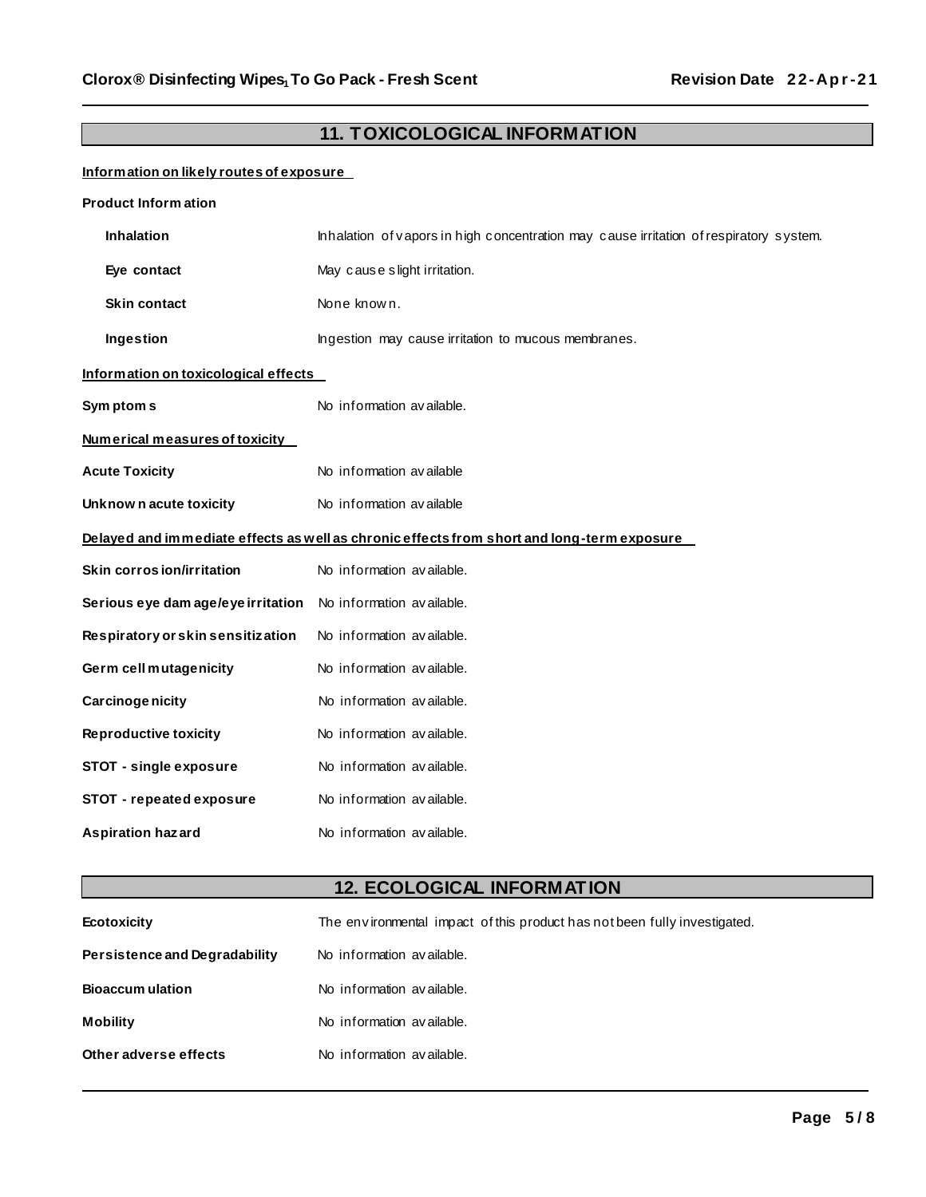## 11. TOXICOLOGICAL INFORMATION

**Information on likely routes of exposure**

**Product Information**

| | |
|---|---|
| **Inhalation** | Inhalation of vapors in high concentration may cause irritation of respiratory system. |
| **Eye contact** | May cause slight irritation. |
| **Skin contact** | None known. |
| **Ingestion** | Ingestion may cause irritation to mucous membranes. |

**Information on toxicological effects**

**Symptoms** No information available.

**Numerical measures of toxicity**

| | |
|---|---|
| **Acute Toxicity** | No information available |
| **Unknown acute toxicity** | No information available |

**Delayed and immediate effects as well as chronic effects from short and long-term exposure**

| | |
|---|---|
| **Skin corrosion/irritation** | No information available. |
| **Serious eye damage/eye irritation** | No information available. |
| **Respiratory or skin sensitization** | No information available. |
| **Germ cell mutagenicity** | No information available. |
| **Carcinogenicity** | No information available. |
| **Reproductive toxicity** | No information available. |
| **STOT - single exposure** | No information available. |
| **STOT - repeated exposure** | No information available. |
| **Aspiration hazard** | No information available. |

## 12. ECOLOGICAL INFORMATION

| | |
|---|---|
| **Ecotoxicity** | The environmental impact of this product has not been fully investigated. |
| **Persistence and Degradability** | No information available. |
| **Bioaccumulation** | No information available. |
| **Mobility** | No information available. |
| **Other adverse effects** | No information available. |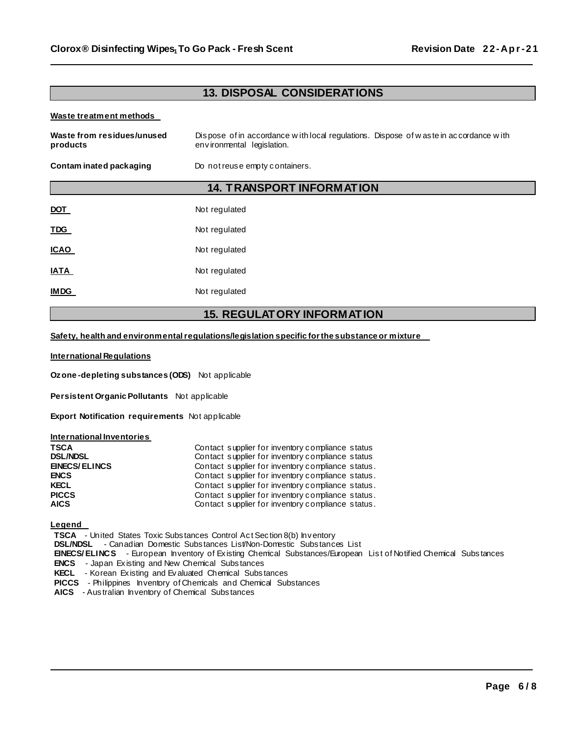## 13. DISPOSAL CONSIDERATIONS

**Waste treatment methods**

| | |
|---|---|
| **Waste from residues/unused products** | Dispose of in accordance with local regulations. Dispose of waste in accordance with environmental legislation. |
| **Contaminated packaging** | Do not reuse empty containers. |

## 14. TRANSPORT INFORMATION

| | |
|---|---|
| **DOT** | Not regulated |
| **TDG** | Not regulated |
| **ICAO** | Not regulated |
| **IATA** | Not regulated |
| **IMDG** | Not regulated |

## 15. REGULATORY INFORMATION

**Safety, health and environmental regulations/legislation specific for the substance or mixture**

**International Regulations**

**Ozone-depleting substances (ODS)** Not applicable

**Persistent Organic Pollutants** Not applicable

**Export Notification requirements** Not applicable

**International Inventories**

| | |
|---|---|
| **TSCA** | Contact supplier for inventory compliance status |
| **DSL/NDSL** | Contact supplier for inventory compliance status |
| **EINECS/ELINCS** | Contact supplier for inventory compliance status. |
| **ENCS** | Contact supplier for inventory compliance status. |
| **KECL** | Contact supplier for inventory compliance status. |
| **PICCS** | Contact supplier for inventory compliance status. |
| **AICS** | Contact supplier for inventory compliance status. |

**Legend**

**TSCA** - United States Toxic Substances Control Act Section 8(b) Inventory
**DSL/NDSL** - Canadian Domestic Substances List/Non-Domestic Substances List
**EINECS/ELINCS** - European Inventory of Existing Chemical Substances/European List of Notified Chemical Substances
**ENCS** - Japan Existing and New Chemical Substances
**KECL** - Korean Existing and Evaluated Chemical Substances
**PICCS** - Philippines Inventory of Chemicals and Chemical Substances
**AICS** - Australian Inventory of Chemical Substances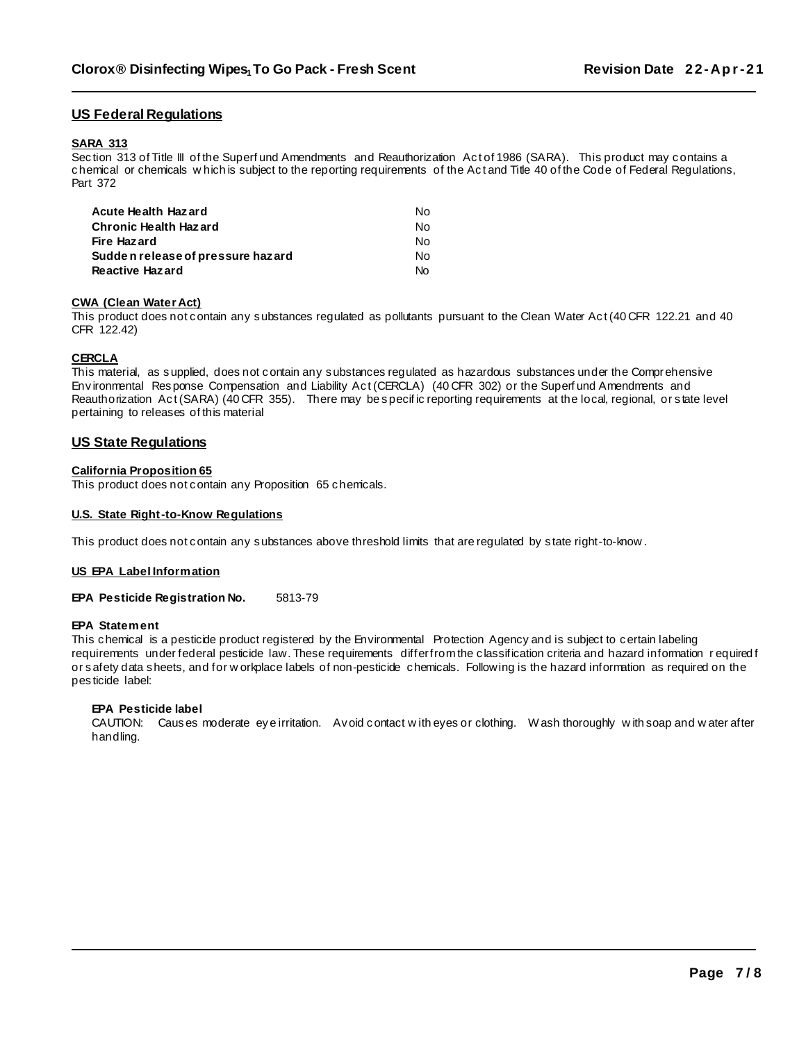## US Federal Regulations

### SARA 313

Section 313 of Title III of the Superfund Amendments and Reauthorization Act of 1986 (SARA). This product may contains a chemical or chemicals which is subject to the reporting requirements of the Act and Title 40 of the Code of Federal Regulations, Part 372

| | |
|---|---|
| **Acute Health Hazard** | No |
| **Chronic Health Hazard** | No |
| **Fire Hazard** | No |
| **Sudden release of pressure hazard** | No |
| **Reactive Hazard** | No |

### CWA (Clean Water Act)

This product does not contain any substances regulated as pollutants pursuant to the Clean Water Act (40 CFR 122.21 and 40 CFR 122.42)

### CERCLA

This material, as supplied, does not contain any substances regulated as hazardous substances under the Comprehensive Environmental Response Compensation and Liability Act (CERCLA) (40 CFR 302) or the Superfund Amendments and Reauthorization Act (SARA) (40 CFR 355). There may be specific reporting requirements at the local, regional, or state level pertaining to releases of this material

## US State Regulations

### California Proposition 65

This product does not contain any Proposition 65 chemicals.

### U.S. State Right-to-Know Regulations

This product does not contain any substances above threshold limits that are regulated by state right-to-know.

### US EPA Label Information

**EPA Pesticide Registration No.** 5813-79

**EPA Statement**

This chemical is a pesticide product registered by the Environmental Protection Agency and is subject to certain labeling requirements under federal pesticide law. These requirements differ from the classification criteria and hazard information required for safety data sheets, and for workplace labels of non-pesticide chemicals. Following is the hazard information as required on the pesticide label:

**EPA Pesticide label**

CAUTION: Causes moderate eye irritation. Avoid contact with eyes or clothing. Wash thoroughly with soap and water after handling.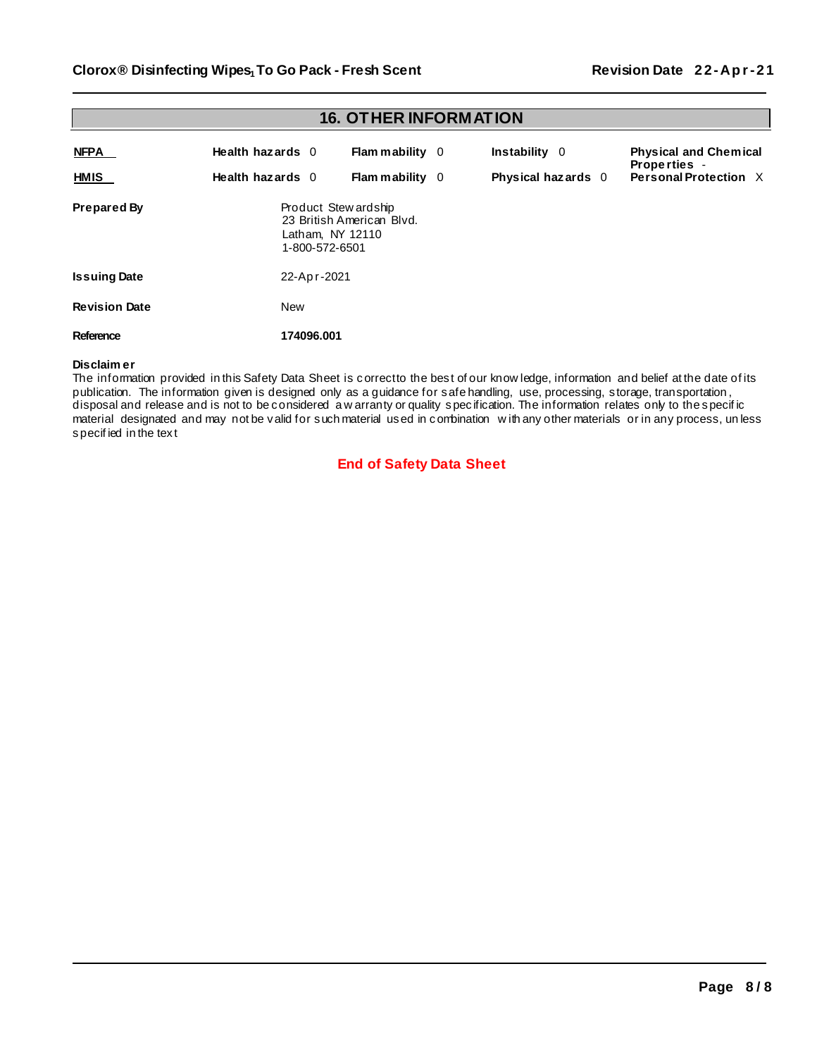## 16. OTHER INFORMATION

| | | | | |
|---|---|---|---|---|
| **NFPA** | **Health hazards** 0 | **Flammability** 0 | **Instability** 0 | **Physical and Chemical Properties** - |
| **HMIS** | **Health hazards** 0 | **Flammability** 0 | **Physical hazards** 0 | **Personal Protection** X |

**Prepared By**

Product Stewardship
23 British American Blvd.
Latham, NY 12110
1-800-572-6501

**Issuing Date** 22-Apr-2021

**Revision Date** New

**Reference** **174096.001**

**Disclaimer**

The information provided in this Safety Data Sheet is correct to the best of our knowledge, information and belief at the date of its publication. The information given is designed only as a guidance for safe handling, use, processing, storage, transportation, disposal and release and is not to be considered a warranty or quality specification. The information relates only to the specific material designated and may not be valid for such material used in combination with any other materials or in any process, unless specified in the text

**End of Safety Data Sheet**